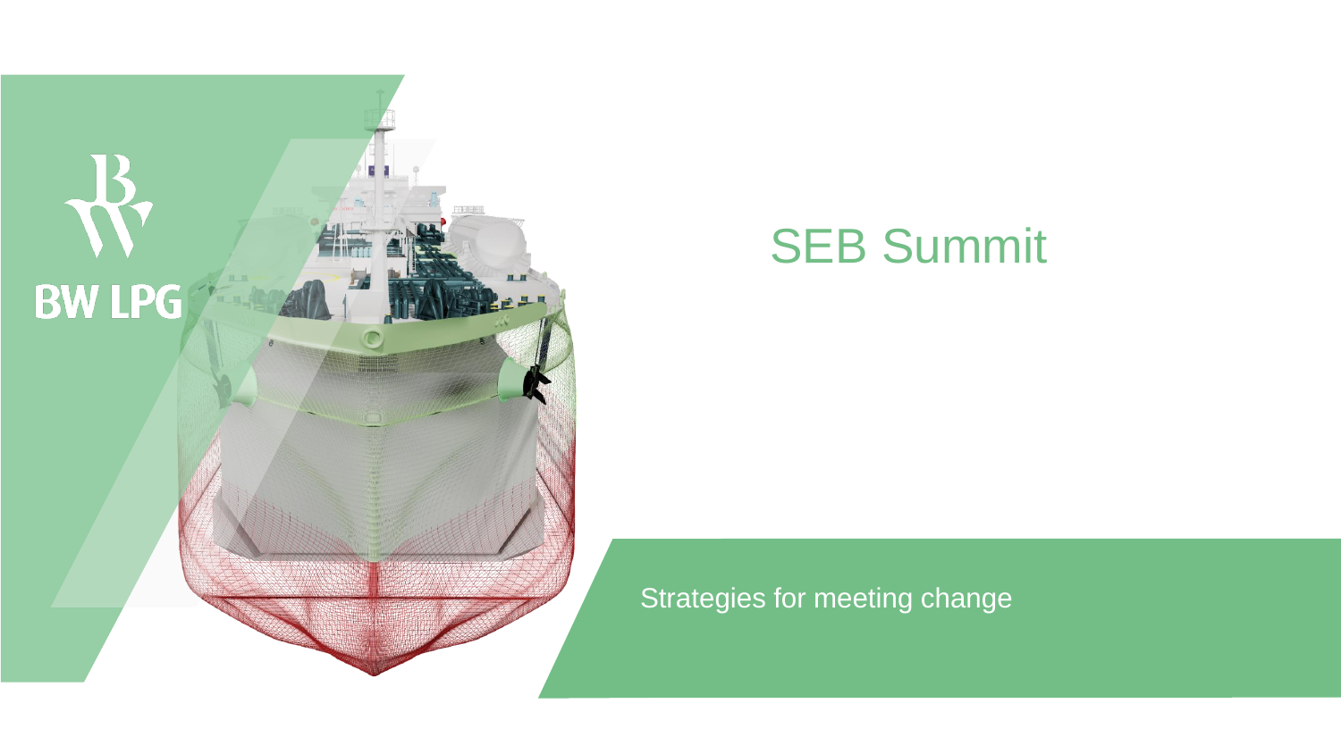BW LPG

# SEB Summit

Strategies for meeting change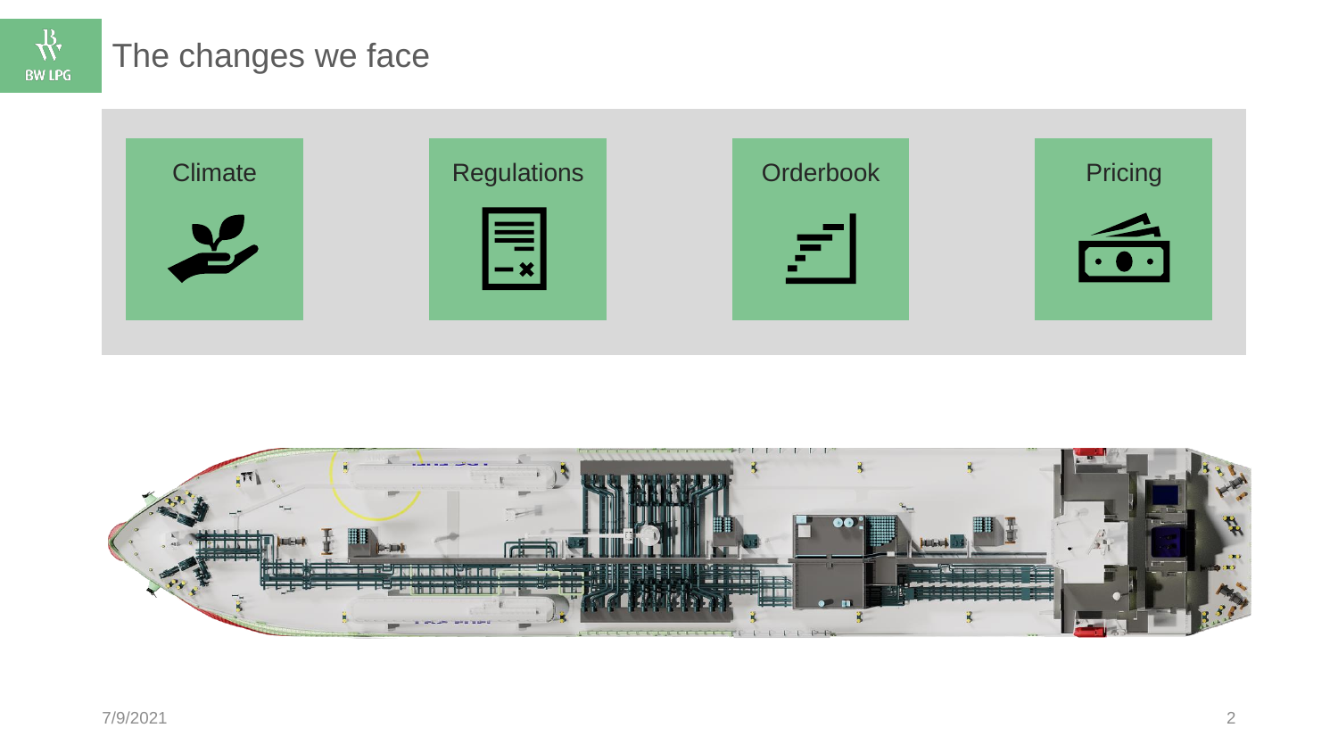# The changes we face

- Climate
- Regulations
- Orderbook
- Pricing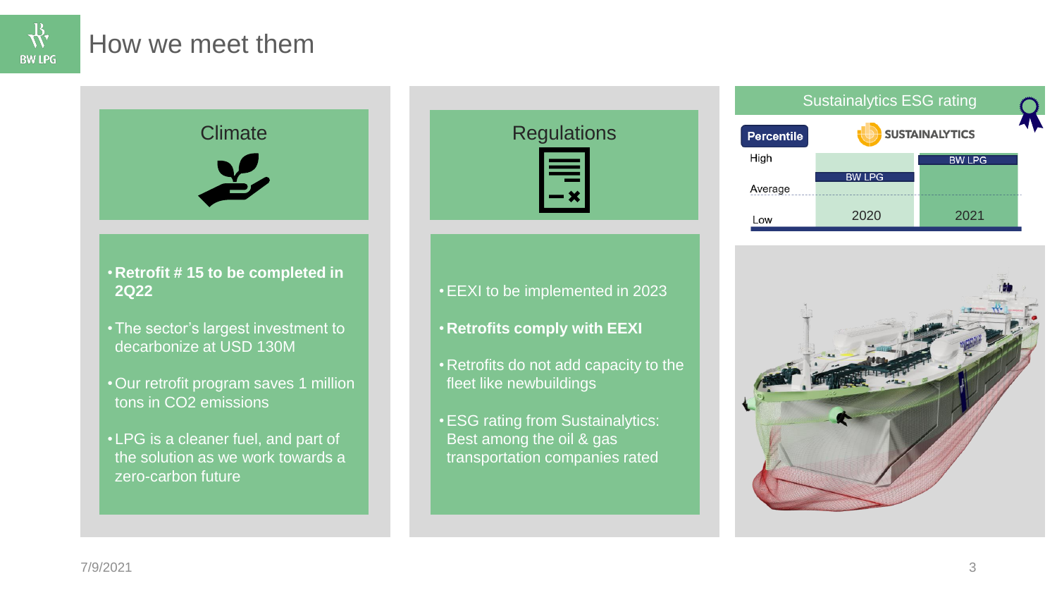# How we meet them

## Climate

- **Retrofit # 15 to be completed in 2Q22**
- The sector's largest investment to decarbonize at USD 130M
- Our retrofit program saves 1 million tons in CO2 emissions
- LPG is a cleaner fuel, and part of the solution as we work towards a zero-carbon future

## Regulations

- EEXI to be implemented in 2023
- **Retrofits comply with EEXI**
- Retrofits do not add capacity to the fleet like newbuildings
- ESG rating from Sustainalytics: Best among the oil & gas transportation companies rated

## Sustainalytics ESG rating

| Percentile | 2020 | 2021 |
|---|---|---|
| High | | BW LPG |
| | BW LPG | |
| Average | | |
| Low | | |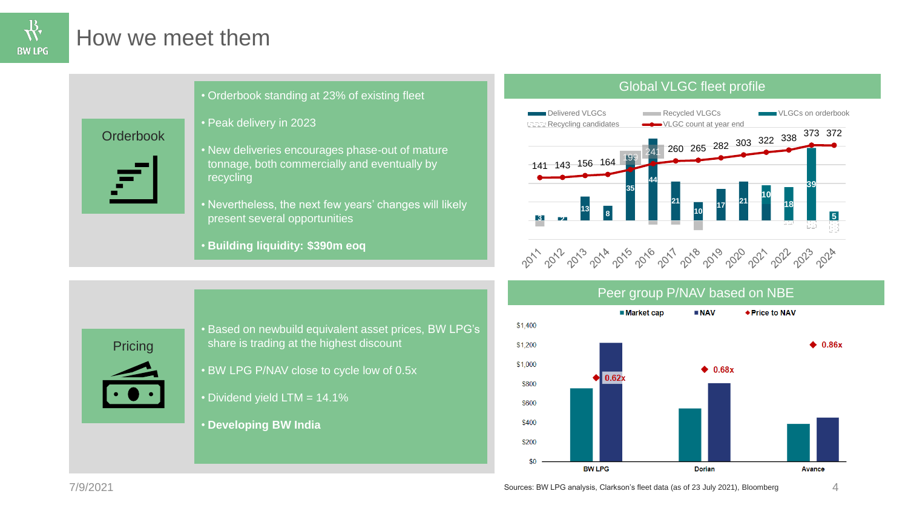# How we meet them

## Orderbook

- Orderbook standing at 23% of existing fleet
- Peak delivery in 2023
- New deliveries encourages phase-out of mature tonnage, both commercially and eventually by recycling
- Nevertheless, the next few years' changes will likely present several opportunities
- **Building liquidity: $390m eoq**

## Global VLGC fleet profile

Legend: Delivered VLGCs; Recycled VLGCs; VLGCs on orderbook; Recycling candidates; VLGC count at year end

| Year | 2011 | 2012 | 2013 | 2014 | 2015 | 2016 | 2017 | 2018 | 2019 | 2020 | 2021 | 2022 | 2023 | 2024 |
|---|---|---|---|---|---|---|---|---|---|---|---|---|---|---|
| VLGC count at year end | 141 | 143 | 156 | 164 | 199 | 241 | 260 | 265 | 282 | 303 | 322 | 338 | 373 | 372 |
| Deliveries / orderbook | 3 | 2 | 13 | 8 | 35 | 44 | 21 | 10 | 17 | 21 | 10 | 18 | 39 | 5 |

## Pricing

- Based on newbuild equivalent asset prices, BW LPG's share is trading at the highest discount
- BW LPG P/NAV close to cycle low of 0.5x
- Dividend yield LTM = 14.1%
- **Developing BW India**

## Peer group P/NAV based on NBE

Legend: Market cap; NAV; Price to NAV

| Company | Price to NAV |
|---|---|
| BW LPG | 0.62x |
| Dorian | 0.68x |
| Avance | 0.86x |

Sources: BW LPG analysis, Clarkson's fleet data (as of 23 July 2021), Bloomberg

7/9/2021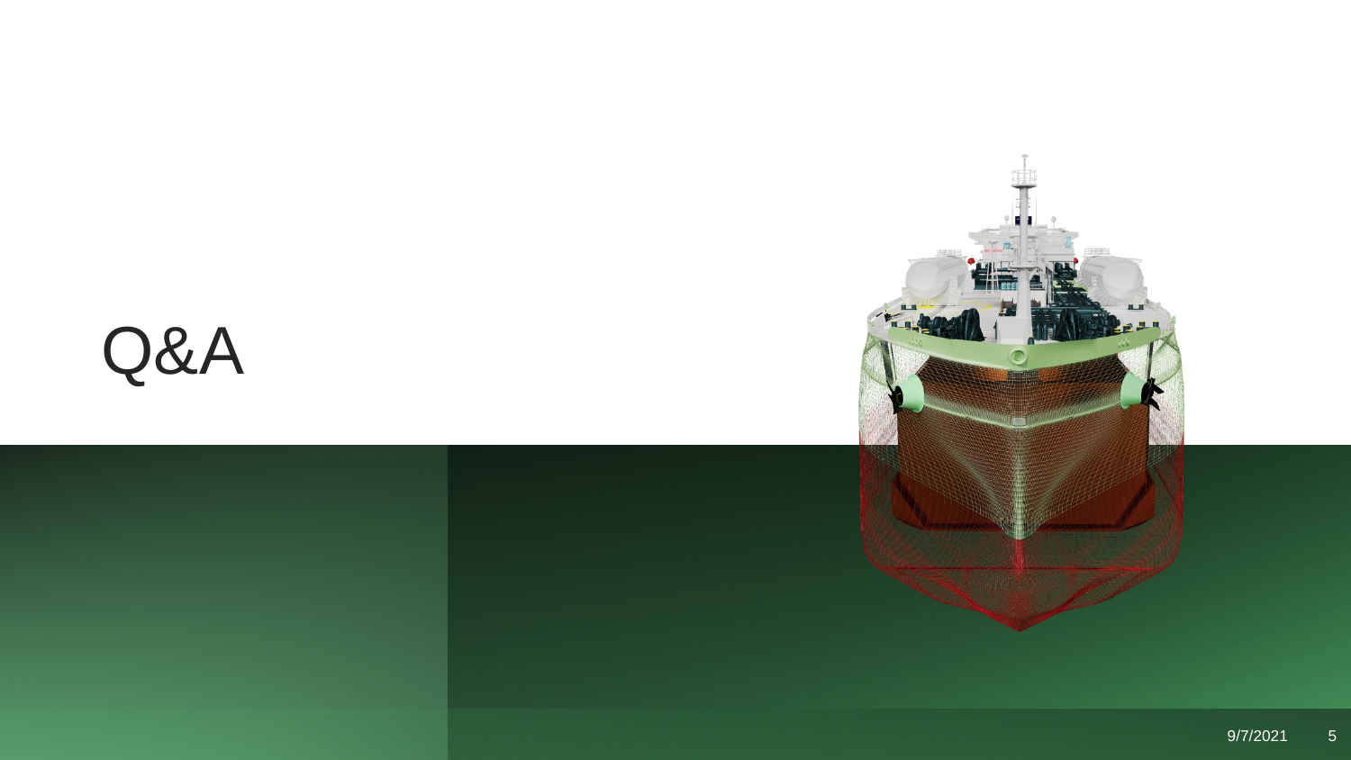# Q&A